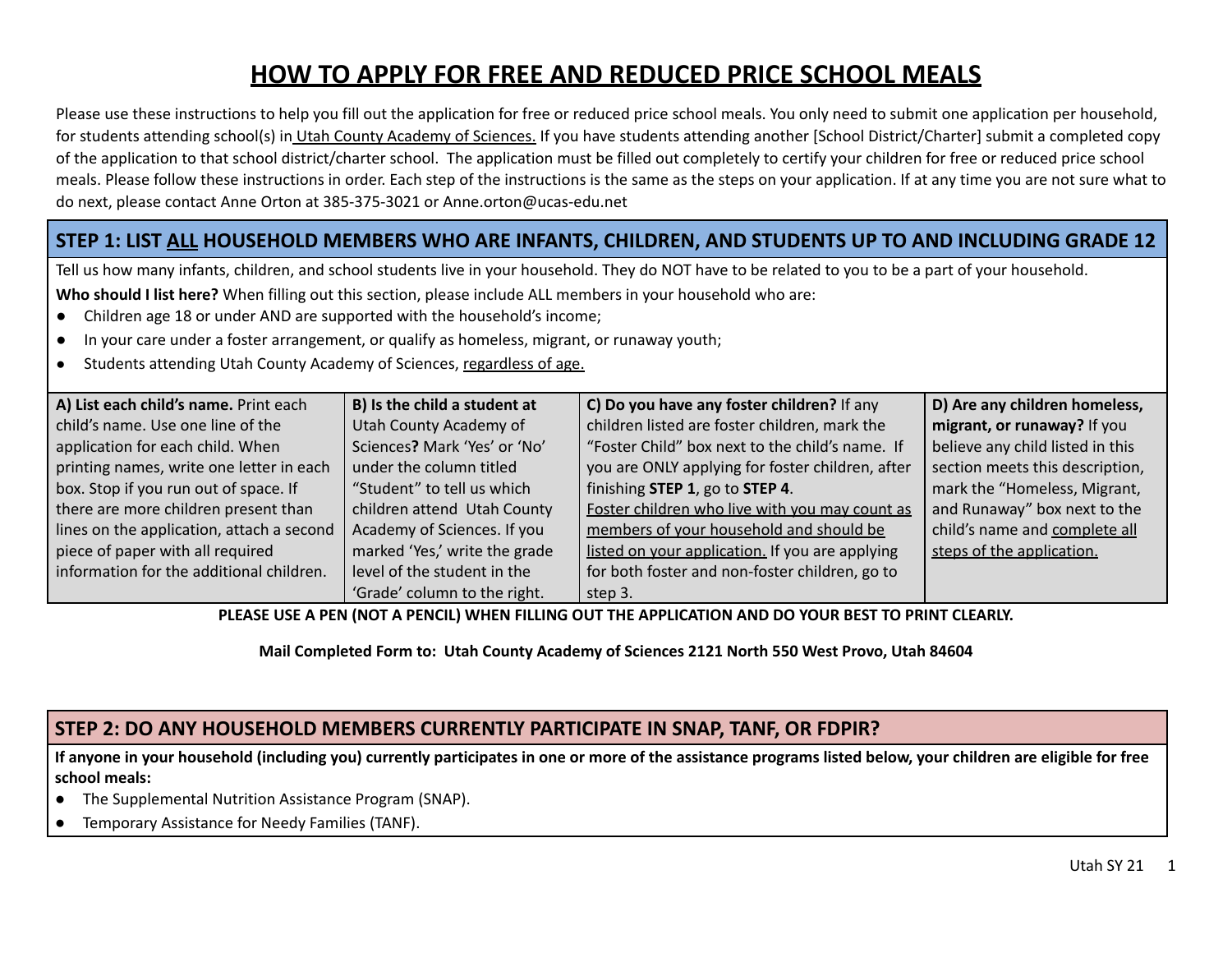# HOW TO APPLY FOR FREE AND REDUCED PRICE SCHOOL MEALS

Please use these instructions to help you fill out the application for free or reduced price school meals. You only need to submit one application per household, for students attending school(s) in Utah County Academy of Sciences. If you have students attending another [School District/Charter] submit a completed copy of the application to that school district/charter school. The application must be filled out completely to certify your children for free or reduced price school meals. Please follow these instructions in order. Each step of the instructions is the same as the steps on your application. If at any time you are not sure what to do next, please contact Anne Orton at 385-375-3021 or Anne.orton@ucas-edu.net

## STEP 1: LIST ALL HOUSEHOLD MEMBERS WHO ARE INFANTS, CHILDREN, AND STUDENTS UP TO AND INCLUDING GRADE 12

Tell us how many infants, children, and school students live in your household. They do NOT have to be related to you to be a part of your household.

**Who should I list here?** When filling out this section, please include ALL members in your household who are:

- Children age 18 or under AND are supported with the household's income;
- In your care under a foster arrangement, or qualify as homeless, migrant, or runaway youth;
- Students attending Utah County Academy of Sciences, regardless of age.

| **A) List each child's name.** Print each child's name. Use one line of the application for each child. When printing names, write one letter in each box. Stop if you run out of space. If there are more children present than lines on the application, attach a second piece of paper with all required information for the additional children. | **B) Is the child a student at** Utah County Academy of Sciences**?** Mark 'Yes' or 'No' under the column titled "Student" to tell us which children attend Utah County Academy of Sciences. If you marked 'Yes,' write the grade level of the student in the 'Grade' column to the right. | **C) Do you have any foster children?** If any children listed are foster children, mark the "Foster Child" box next to the child's name. If you are ONLY applying for foster children, after finishing **STEP 1**, go to **STEP 4**. Foster children who live with you may count as members of your household and should be listed on your application. If you are applying for both foster and non-foster children, go to step 3. | **D) Are any children homeless, migrant, or runaway?** If you believe any child listed in this section meets this description, mark the "Homeless, Migrant, and Runaway" box next to the child's name and complete all steps of the application. |
|---|---|---|---|

**PLEASE USE A PEN (NOT A PENCIL) WHEN FILLING OUT THE APPLICATION AND DO YOUR BEST TO PRINT CLEARLY.**

**Mail Completed Form to: Utah County Academy of Sciences 2121 North 550 West Provo, Utah 84604**

## STEP 2: DO ANY HOUSEHOLD MEMBERS CURRENTLY PARTICIPATE IN SNAP, TANF, OR FDPIR?

**If anyone in your household (including you) currently participates in one or more of the assistance programs listed below, your children are eligible for free school meals:**

- The Supplemental Nutrition Assistance Program (SNAP).
- Temporary Assistance for Needy Families (TANF).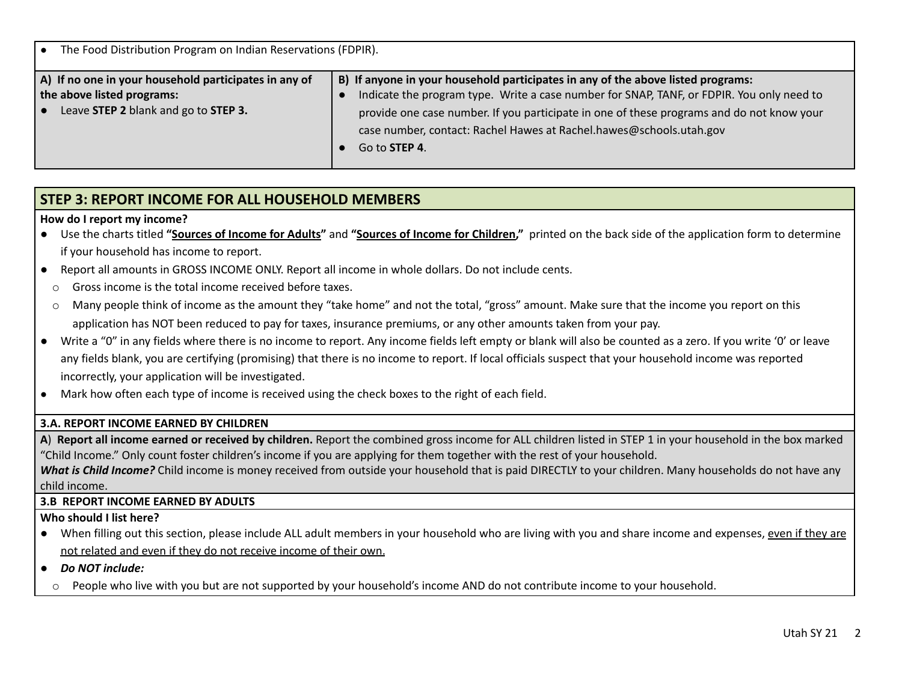- The Food Distribution Program on Indian Reservations (FDPIR).

| **A) If no one in your household participates in any of the above listed programs:** | **B) If anyone in your household participates in any of the above listed programs:** |
|---|---|
| • Leave **STEP 2** blank and go to **STEP 3.** | • Indicate the program type. Write a case number for SNAP, TANF, or FDPIR. You only need to provide one case number. If you participate in one of these programs and do not know your case number, contact: Rachel Hawes at Rachel.hawes@schools.utah.gov<br>• Go to **STEP 4**. |

## STEP 3: REPORT INCOME FOR ALL HOUSEHOLD MEMBERS

**How do I report my income?**

- Use the charts titled **"Sources of Income for Adults"** and **"Sources of Income for Children,"** printed on the back side of the application form to determine if your household has income to report.
- Report all amounts in GROSS INCOME ONLY. Report all income in whole dollars. Do not include cents.
  - Gross income is the total income received before taxes.
  - Many people think of income as the amount they "take home" and not the total, "gross" amount. Make sure that the income you report on this application has NOT been reduced to pay for taxes, insurance premiums, or any other amounts taken from your pay.
- Write a "0" in any fields where there is no income to report. Any income fields left empty or blank will also be counted as a zero. If you write '0' or leave any fields blank, you are certifying (promising) that there is no income to report. If local officials suspect that your household income was reported incorrectly, your application will be investigated.
- Mark how often each type of income is received using the check boxes to the right of each field.

### 3.A. REPORT INCOME EARNED BY CHILDREN

**A) Report all income earned or received by children.** Report the combined gross income for ALL children listed in STEP 1 in your household in the box marked "Child Income." Only count foster children's income if you are applying for them together with the rest of your household.

***What is Child Income?*** Child income is money received from outside your household that is paid DIRECTLY to your children. Many households do not have any child income.

### 3.B REPORT INCOME EARNED BY ADULTS

**Who should I list here?**

- When filling out this section, please include ALL adult members in your household who are living with you and share income and expenses, even if they are not related and even if they do not receive income of their own.
- ***Do NOT include:***
  - People who live with you but are not supported by your household's income AND do not contribute income to your household.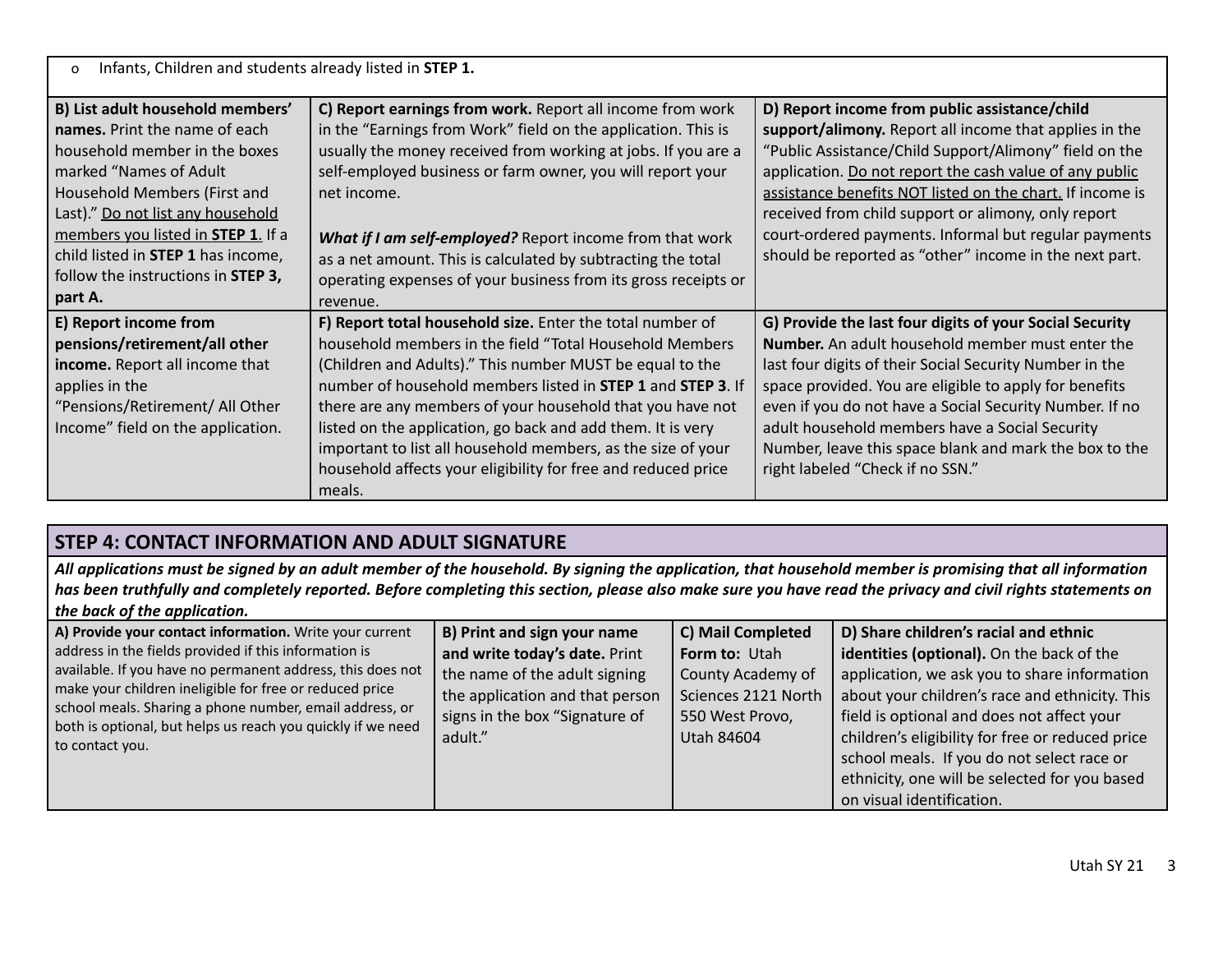- Infants, Children and students already listed in **STEP 1.**

| | | |
|---|---|---|
| **B) List adult household members' names.** Print the name of each household member in the boxes marked "Names of Adult Household Members (First and Last)." Do not list any household members you listed in **STEP 1**. If a child listed in **STEP 1** has income, follow the instructions in **STEP 3, part A.** | **C) Report earnings from work.** Report all income from work in the "Earnings from Work" field on the application. This is usually the money received from working at jobs. If you are a self-employed business or farm owner, you will report your net income.<br><br>***What if I am self-employed?*** Report income from that work as a net amount. This is calculated by subtracting the total operating expenses of your business from its gross receipts or revenue. | **D) Report income from public assistance/child support/alimony.** Report all income that applies in the "Public Assistance/Child Support/Alimony" field on the application. Do not report the cash value of any public assistance benefits NOT listed on the chart. If income is received from child support or alimony, only report court-ordered payments. Informal but regular payments should be reported as "other" income in the next part. |
| **E) Report income from pensions/retirement/all other income.** Report all income that applies in the "Pensions/Retirement/ All Other Income" field on the application. | **F) Report total household size.** Enter the total number of household members in the field "Total Household Members (Children and Adults)." This number MUST be equal to the number of household members listed in **STEP 1** and **STEP 3**. If there are any members of your household that you have not listed on the application, go back and add them. It is very important to list all household members, as the size of your household affects your eligibility for free and reduced price meals. | **G) Provide the last four digits of your Social Security Number.** An adult household member must enter the last four digits of their Social Security Number in the space provided. You are eligible to apply for benefits even if you do not have a Social Security Number. If no adult household members have a Social Security Number, leave this space blank and mark the box to the right labeled "Check if no SSN." |

## STEP 4: CONTACT INFORMATION AND ADULT SIGNATURE

***All applications must be signed by an adult member of the household. By signing the application, that household member is promising that all information has been truthfully and completely reported. Before completing this section, please also make sure you have read the privacy and civil rights statements on the back of the application.***

| | | | |
|---|---|---|---|
| **A) Provide your contact information.** Write your current address in the fields provided if this information is available. If you have no permanent address, this does not make your children ineligible for free or reduced price school meals. Sharing a phone number, email address, or both is optional, but helps us reach you quickly if we need to contact you. | **B) Print and sign your name and write today's date.** Print the name of the adult signing the application and that person signs in the box "Signature of adult." | **C) Mail Completed Form to:** Utah County Academy of Sciences 2121 North 550 West Provo, Utah 84604 | **D) Share children's racial and ethnic identities (optional).** On the back of the application, we ask you to share information about your children's race and ethnicity. This field is optional and does not affect your children's eligibility for free or reduced price school meals. If you do not select race or ethnicity, one will be selected for you based on visual identification. |

Utah SY 21